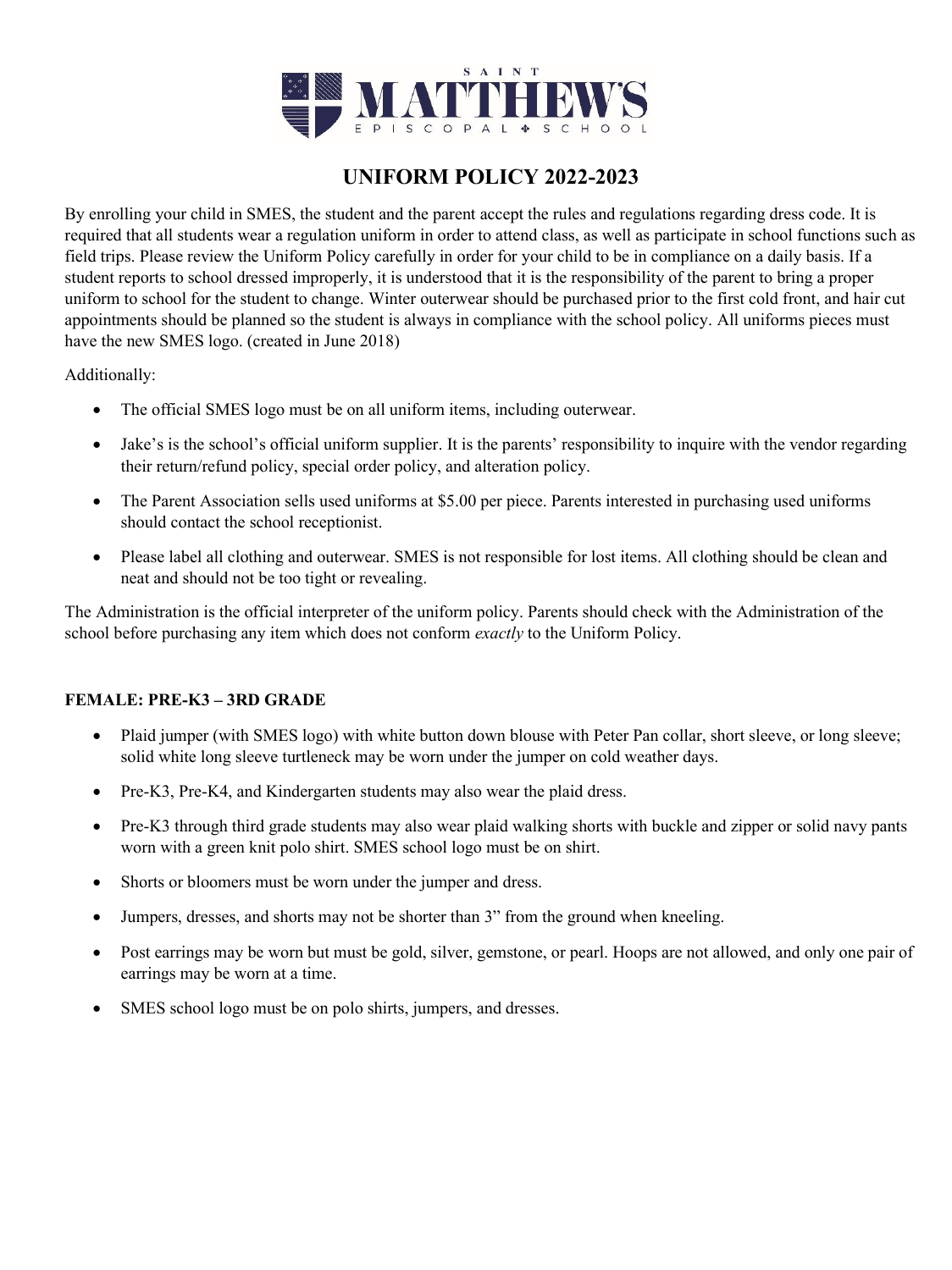# UNIFORM POLICY 2022-2023

By enrolling your child in SMES, the student and the parent accept the rules and regulations regarding dress code. It is required that all students wear a regulation uniform in order to attend class, as well as participate in school functions such as field trips. Please review the Uniform Policy carefully in order for your child to be in compliance on a daily basis. If a student reports to school dressed improperly, it is understood that it is the responsibility of the parent to bring a proper uniform to school for the student to change. Winter outerwear should be purchased prior to the first cold front, and hair cut appointments should be planned so the student is always in compliance with the school policy. All uniforms pieces must have the new SMES logo. (created in June 2018)

Additionally:

- The official SMES logo must be on all uniform items, including outerwear.
- Jake's is the school's official uniform supplier. It is the parents' responsibility to inquire with the vendor regarding their return/refund policy, special order policy, and alteration policy.
- The Parent Association sells used uniforms at $5.00 per piece. Parents interested in purchasing used uniforms should contact the school receptionist.
- Please label all clothing and outerwear. SMES is not responsible for lost items. All clothing should be clean and neat and should not be too tight or revealing.

The Administration is the official interpreter of the uniform policy. Parents should check with the Administration of the school before purchasing any item which does not conform *exactly* to the Uniform Policy.

### FEMALE: PRE-K3 – 3RD GRADE

- Plaid jumper (with SMES logo) with white button down blouse with Peter Pan collar, short sleeve, or long sleeve; solid white long sleeve turtleneck may be worn under the jumper on cold weather days.
- Pre-K3, Pre-K4, and Kindergarten students may also wear the plaid dress.
- Pre-K3 through third grade students may also wear plaid walking shorts with buckle and zipper or solid navy pants worn with a green knit polo shirt. SMES school logo must be on shirt.
- Shorts or bloomers must be worn under the jumper and dress.
- Jumpers, dresses, and shorts may not be shorter than 3" from the ground when kneeling.
- Post earrings may be worn but must be gold, silver, gemstone, or pearl. Hoops are not allowed, and only one pair of earrings may be worn at a time.
- SMES school logo must be on polo shirts, jumpers, and dresses.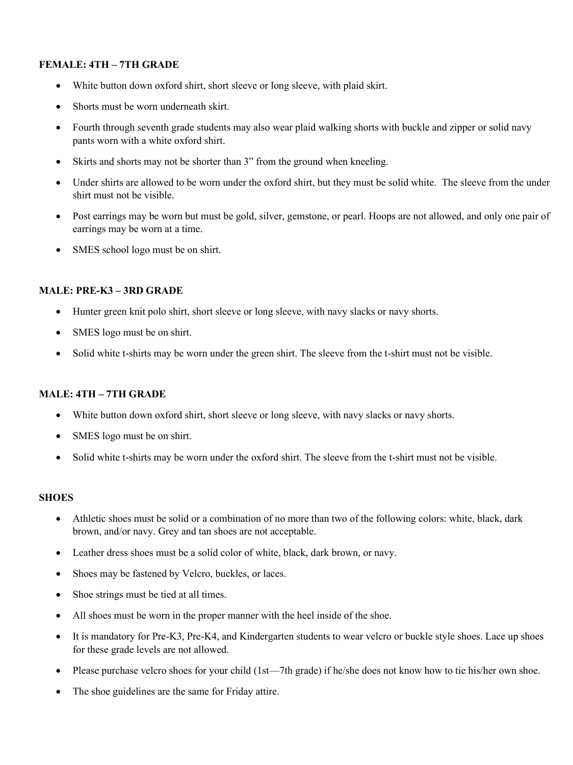### FEMALE: 4TH – 7TH GRADE

- White button down oxford shirt, short sleeve or long sleeve, with plaid skirt.
- Shorts must be worn underneath skirt.
- Fourth through seventh grade students may also wear plaid walking shorts with buckle and zipper or solid navy pants worn with a white oxford shirt.
- Skirts and shorts may not be shorter than 3" from the ground when kneeling.
- Under shirts are allowed to be worn under the oxford shirt, but they must be solid white. The sleeve from the under shirt must not be visible.
- Post earrings may be worn but must be gold, silver, gemstone, or pearl. Hoops are not allowed, and only one pair of earrings may be worn at a time.
- SMES school logo must be on shirt.

### MALE: PRE-K3 – 3RD GRADE

- Hunter green knit polo shirt, short sleeve or long sleeve, with navy slacks or navy shorts.
- SMES logo must be on shirt.
- Solid white t-shirts may be worn under the green shirt. The sleeve from the t-shirt must not be visible.

### MALE: 4TH – 7TH GRADE

- White button down oxford shirt, short sleeve or long sleeve, with navy slacks or navy shorts.
- SMES logo must be on shirt.
- Solid white t-shirts may be worn under the oxford shirt. The sleeve from the t-shirt must not be visible.

### SHOES

- Athletic shoes must be solid or a combination of no more than two of the following colors: white, black, dark brown, and/or navy. Grey and tan shoes are not acceptable.
- Leather dress shoes must be a solid color of white, black, dark brown, or navy.
- Shoes may be fastened by Velcro, buckles, or laces.
- Shoe strings must be tied at all times.
- All shoes must be worn in the proper manner with the heel inside of the shoe.
- It is mandatory for Pre-K3, Pre-K4, and Kindergarten students to wear velcro or buckle style shoes. Lace up shoes for these grade levels are not allowed.
- Please purchase velcro shoes for your child (1st—7th grade) if he/she does not know how to tie his/her own shoe.
- The shoe guidelines are the same for Friday attire.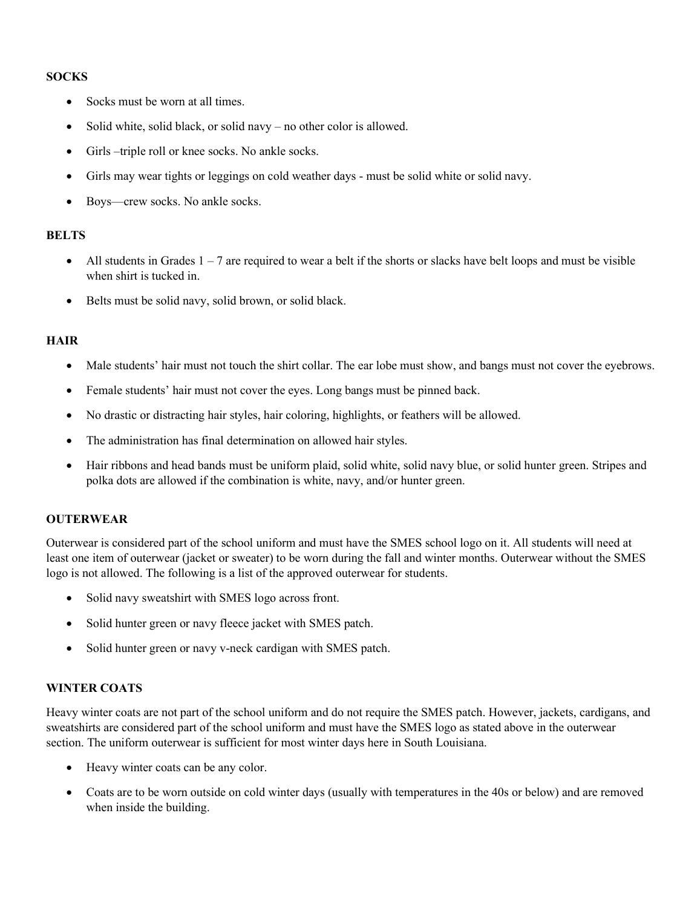**SOCKS**

- Socks must be worn at all times.
- Solid white, solid black, or solid navy – no other color is allowed.
- Girls –triple roll or knee socks. No ankle socks.
- Girls may wear tights or leggings on cold weather days - must be solid white or solid navy.
- Boys—crew socks. No ankle socks.

**BELTS**

- All students in Grades 1 – 7 are required to wear a belt if the shorts or slacks have belt loops and must be visible when shirt is tucked in.
- Belts must be solid navy, solid brown, or solid black.

**HAIR**

- Male students' hair must not touch the shirt collar. The ear lobe must show, and bangs must not cover the eyebrows.
- Female students' hair must not cover the eyes. Long bangs must be pinned back.
- No drastic or distracting hair styles, hair coloring, highlights, or feathers will be allowed.
- The administration has final determination on allowed hair styles.
- Hair ribbons and head bands must be uniform plaid, solid white, solid navy blue, or solid hunter green. Stripes and polka dots are allowed if the combination is white, navy, and/or hunter green.

**OUTERWEAR**

Outerwear is considered part of the school uniform and must have the SMES school logo on it. All students will need at least one item of outerwear (jacket or sweater) to be worn during the fall and winter months. Outerwear without the SMES logo is not allowed. The following is a list of the approved outerwear for students.

- Solid navy sweatshirt with SMES logo across front.
- Solid hunter green or navy fleece jacket with SMES patch.
- Solid hunter green or navy v-neck cardigan with SMES patch.

**WINTER COATS**

Heavy winter coats are not part of the school uniform and do not require the SMES patch. However, jackets, cardigans, and sweatshirts are considered part of the school uniform and must have the SMES logo as stated above in the outerwear section. The uniform outerwear is sufficient for most winter days here in South Louisiana.

- Heavy winter coats can be any color.
- Coats are to be worn outside on cold winter days (usually with temperatures in the 40s or below) and are removed when inside the building.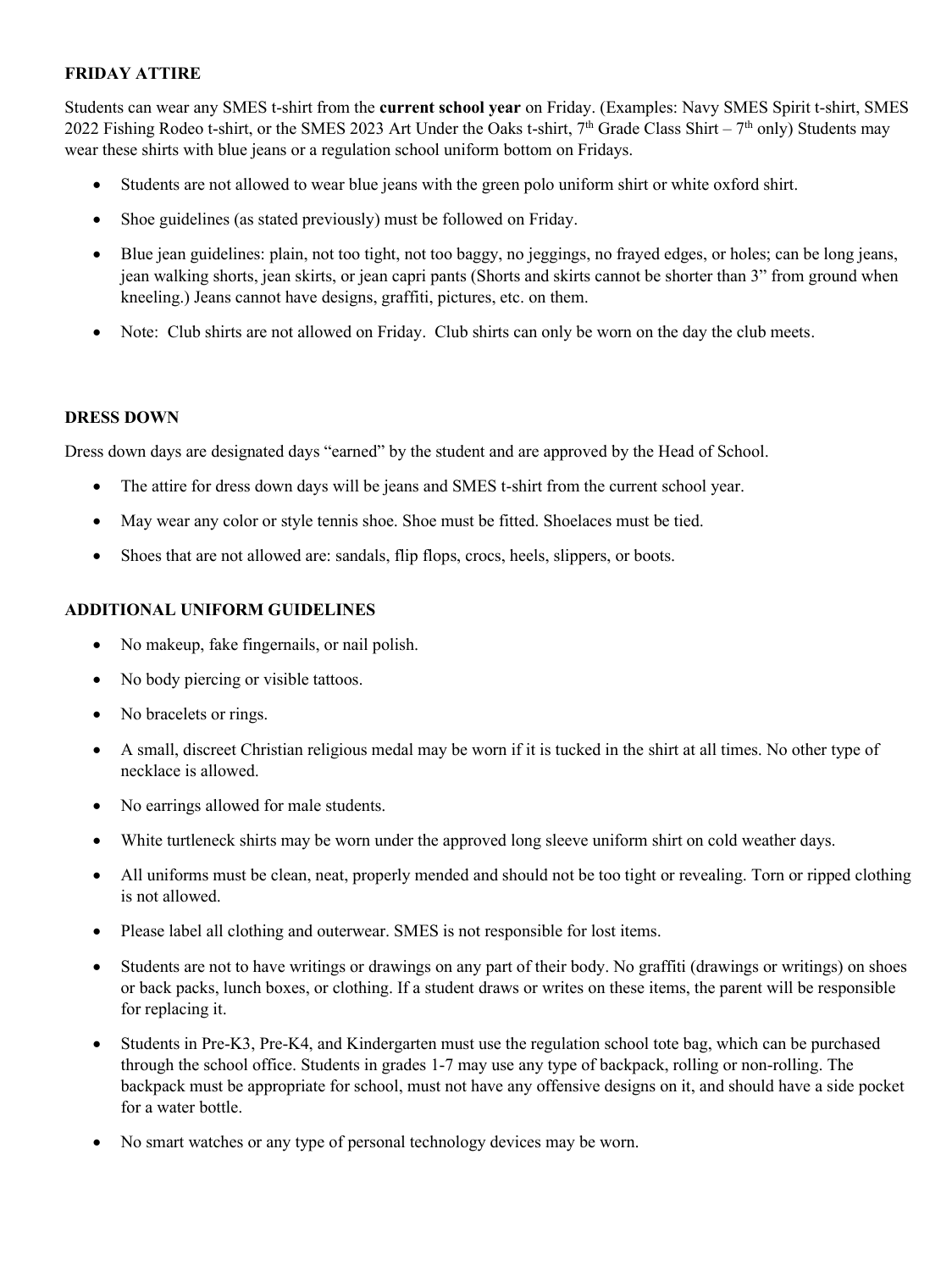**FRIDAY ATTIRE**

Students can wear any SMES t-shirt from the **current school year** on Friday. (Examples: Navy SMES Spirit t-shirt, SMES 2022 Fishing Rodeo t-shirt, or the SMES 2023 Art Under the Oaks t-shirt, 7th Grade Class Shirt – 7th only) Students may wear these shirts with blue jeans or a regulation school uniform bottom on Fridays.

- Students are not allowed to wear blue jeans with the green polo uniform shirt or white oxford shirt.
- Shoe guidelines (as stated previously) must be followed on Friday.
- Blue jean guidelines: plain, not too tight, not too baggy, no jeggings, no frayed edges, or holes; can be long jeans, jean walking shorts, jean skirts, or jean capri pants (Shorts and skirts cannot be shorter than 3" from ground when kneeling.) Jeans cannot have designs, graffiti, pictures, etc. on them.
- Note: Club shirts are not allowed on Friday. Club shirts can only be worn on the day the club meets.

**DRESS DOWN**

Dress down days are designated days "earned" by the student and are approved by the Head of School.

- The attire for dress down days will be jeans and SMES t-shirt from the current school year.
- May wear any color or style tennis shoe. Shoe must be fitted. Shoelaces must be tied.
- Shoes that are not allowed are: sandals, flip flops, crocs, heels, slippers, or boots.

**ADDITIONAL UNIFORM GUIDELINES**

- No makeup, fake fingernails, or nail polish.
- No body piercing or visible tattoos.
- No bracelets or rings.
- A small, discreet Christian religious medal may be worn if it is tucked in the shirt at all times. No other type of necklace is allowed.
- No earrings allowed for male students.
- White turtleneck shirts may be worn under the approved long sleeve uniform shirt on cold weather days.
- All uniforms must be clean, neat, properly mended and should not be too tight or revealing. Torn or ripped clothing is not allowed.
- Please label all clothing and outerwear. SMES is not responsible for lost items.
- Students are not to have writings or drawings on any part of their body. No graffiti (drawings or writings) on shoes or back packs, lunch boxes, or clothing. If a student draws or writes on these items, the parent will be responsible for replacing it.
- Students in Pre-K3, Pre-K4, and Kindergarten must use the regulation school tote bag, which can be purchased through the school office. Students in grades 1-7 may use any type of backpack, rolling or non-rolling. The backpack must be appropriate for school, must not have any offensive designs on it, and should have a side pocket for a water bottle.
- No smart watches or any type of personal technology devices may be worn.